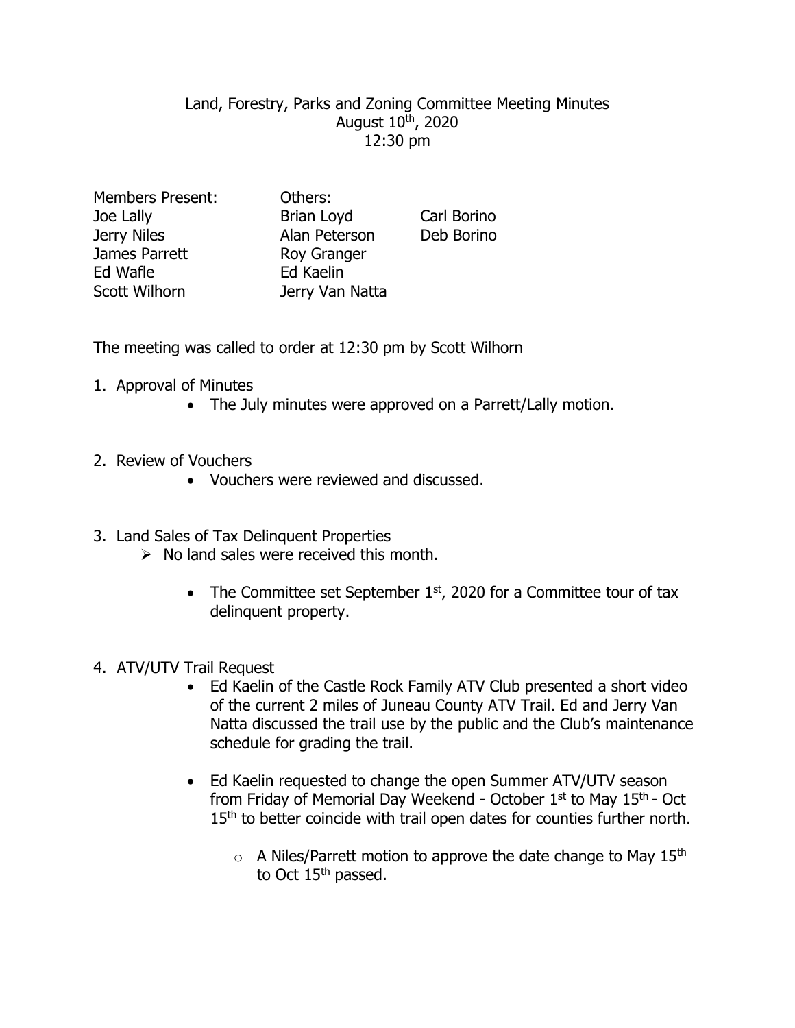# Land, Forestry, Parks and Zoning Committee Meeting Minutes

August 10th, 2020

12:30 pm

| Members Present: | Others: | |
|---|---|---|
| Joe Lally | Brian Loyd | Carl Borino |
| Jerry Niles | Alan Peterson | Deb Borino |
| James Parrett | Roy Granger | |
| Ed Wafle | Ed Kaelin | |
| Scott Wilhorn | Jerry Van Natta | |

The meeting was called to order at 12:30 pm by Scott Wilhorn

1. Approval of Minutes
   - The July minutes were approved on a Parrett/Lally motion.

2. Review of Vouchers
   - Vouchers were reviewed and discussed.

3. Land Sales of Tax Delinquent Properties
   - No land sales were received this month.
     - The Committee set September 1st, 2020 for a Committee tour of tax delinquent property.

4. ATV/UTV Trail Request
   - Ed Kaelin of the Castle Rock Family ATV Club presented a short video of the current 2 miles of Juneau County ATV Trail. Ed and Jerry Van Natta discussed the trail use by the public and the Club's maintenance schedule for grading the trail.
   - Ed Kaelin requested to change the open Summer ATV/UTV season from Friday of Memorial Day Weekend - October 1st to May 15th - Oct 15th to better coincide with trail open dates for counties further north.
     - A Niles/Parrett motion to approve the date change to May 15th to Oct 15th passed.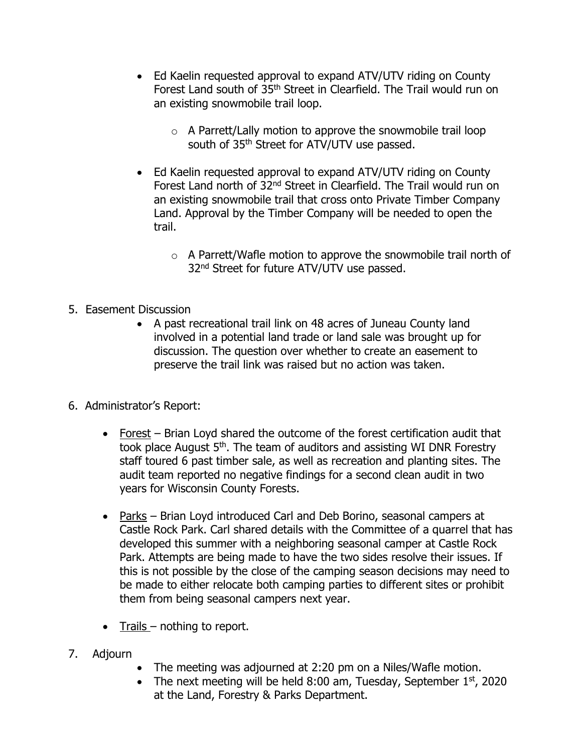- Ed Kaelin requested approval to expand ATV/UTV riding on County Forest Land south of 35th Street in Clearfield. The Trail would run on an existing snowmobile trail loop.
  - A Parrett/Lally motion to approve the snowmobile trail loop south of 35th Street for ATV/UTV use passed.
- Ed Kaelin requested approval to expand ATV/UTV riding on County Forest Land north of 32nd Street in Clearfield. The Trail would run on an existing snowmobile trail that cross onto Private Timber Company Land. Approval by the Timber Company will be needed to open the trail.
  - A Parrett/Wafle motion to approve the snowmobile trail north of 32nd Street for future ATV/UTV use passed.

5. Easement Discussion
   - A past recreational trail link on 48 acres of Juneau County land involved in a potential land trade or land sale was brought up for discussion. The question over whether to create an easement to preserve the trail link was raised but no action was taken.

6. Administrator's Report:
   - Forest – Brian Loyd shared the outcome of the forest certification audit that took place August 5th. The team of auditors and assisting WI DNR Forestry staff toured 6 past timber sale, as well as recreation and planting sites. The audit team reported no negative findings for a second clean audit in two years for Wisconsin County Forests.
   - Parks – Brian Loyd introduced Carl and Deb Borino, seasonal campers at Castle Rock Park. Carl shared details with the Committee of a quarrel that has developed this summer with a neighboring seasonal camper at Castle Rock Park. Attempts are being made to have the two sides resolve their issues. If this is not possible by the close of the camping season decisions may need to be made to either relocate both camping parties to different sites or prohibit them from being seasonal campers next year.
   - Trails – nothing to report.

7. Adjourn
   - The meeting was adjourned at 2:20 pm on a Niles/Wafle motion.
   - The next meeting will be held 8:00 am, Tuesday, September 1st, 2020 at the Land, Forestry & Parks Department.